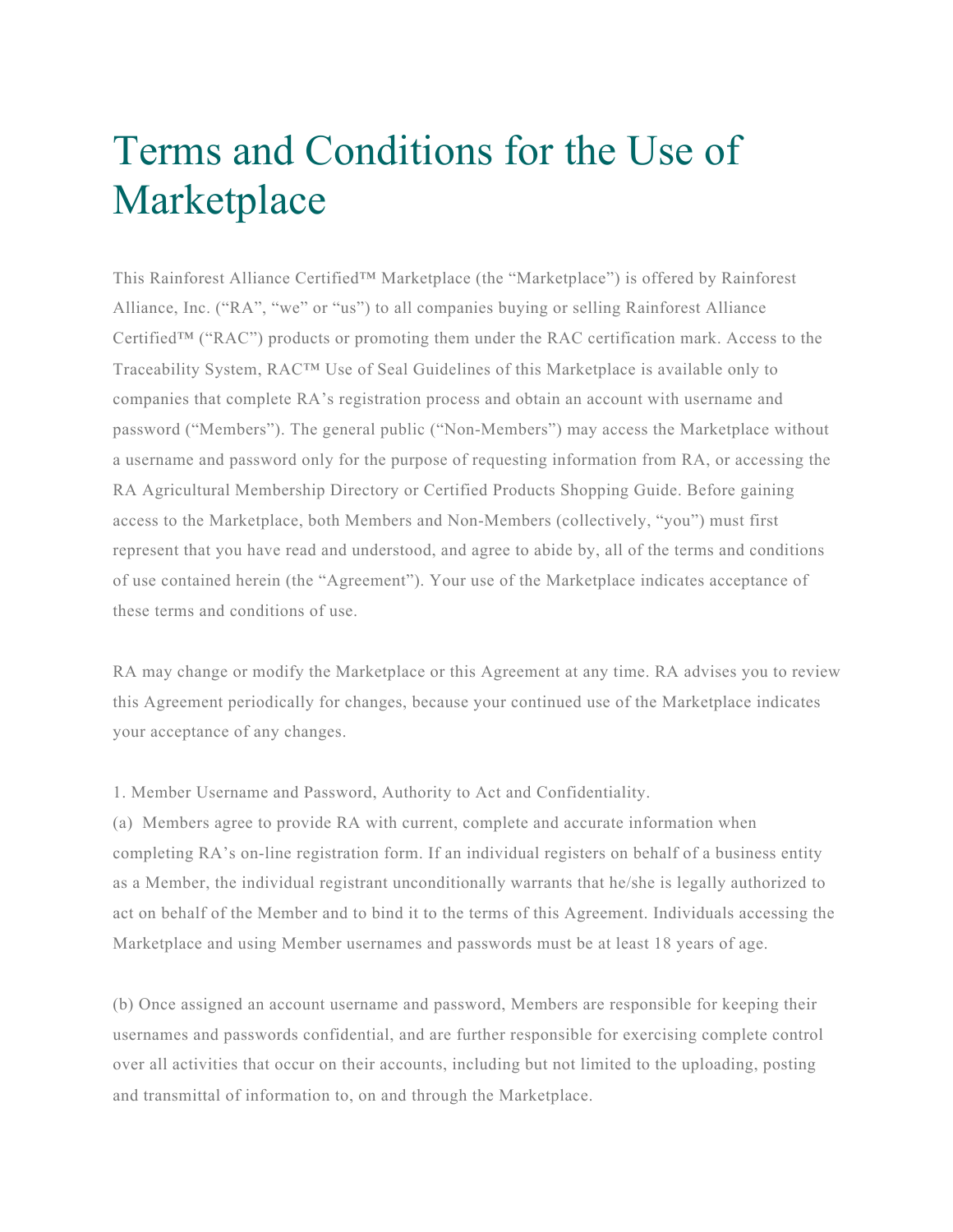# Terms and Conditions for the Use of Marketplace

This Rainforest Alliance Certified™ Marketplace (the "Marketplace") is offered by Rainforest Alliance, Inc. ("RA", "we" or "us") to all companies buying or selling Rainforest Alliance Certified™ ("RAC") products or promoting them under the RAC certification mark. Access to the Traceability System, RAC™ Use of Seal Guidelines of this Marketplace is available only to companies that complete RA's registration process and obtain an account with username and password ("Members"). The general public ("Non-Members") may access the Marketplace without a username and password only for the purpose of requesting information from RA, or accessing the RA Agricultural Membership Directory or Certified Products Shopping Guide. Before gaining access to the Marketplace, both Members and Non-Members (collectively, "you") must first represent that you have read and understood, and agree to abide by, all of the terms and conditions of use contained herein (the "Agreement"). Your use of the Marketplace indicates acceptance of these terms and conditions of use.

RA may change or modify the Marketplace or this Agreement at any time. RA advises you to review this Agreement periodically for changes, because your continued use of the Marketplace indicates your acceptance of any changes.

1. Member Username and Password, Authority to Act and Confidentiality.

(a) Members agree to provide RA with current, complete and accurate information when completing RA's on-line registration form. If an individual registers on behalf of a business entity as a Member, the individual registrant unconditionally warrants that he/she is legally authorized to act on behalf of the Member and to bind it to the terms of this Agreement. Individuals accessing the Marketplace and using Member usernames and passwords must be at least 18 years of age.

(b) Once assigned an account username and password, Members are responsible for keeping their usernames and passwords confidential, and are further responsible for exercising complete control over all activities that occur on their accounts, including but not limited to the uploading, posting and transmittal of information to, on and through the Marketplace.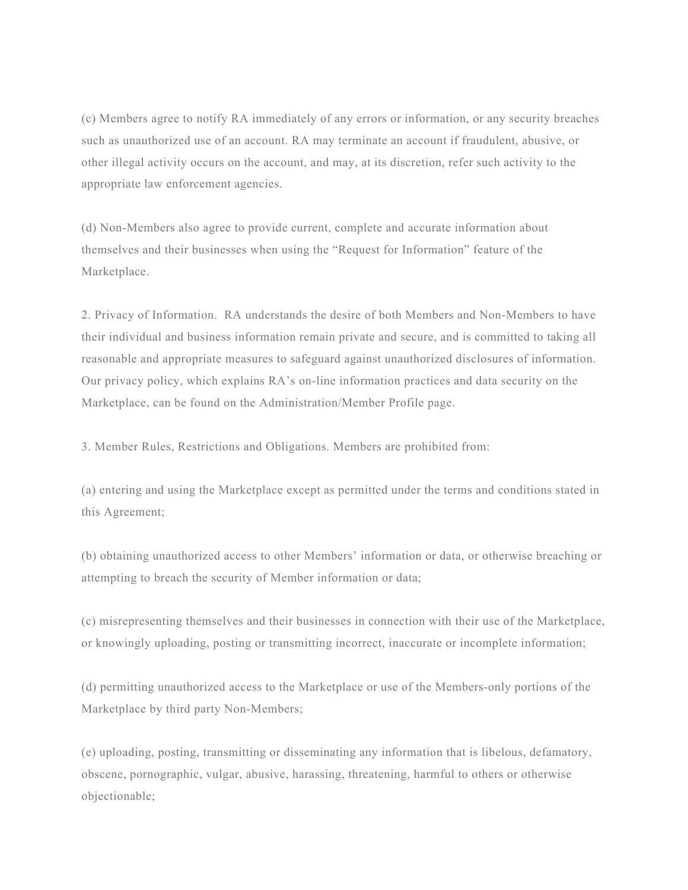(c) Members agree to notify RA immediately of any errors or information, or any security breaches such as unauthorized use of an account. RA may terminate an account if fraudulent, abusive, or other illegal activity occurs on the account, and may, at its discretion, refer such activity to the appropriate law enforcement agencies.

(d) Non-Members also agree to provide current, complete and accurate information about themselves and their businesses when using the "Request for Information" feature of the Marketplace.

2. Privacy of Information. RA understands the desire of both Members and Non-Members to have their individual and business information remain private and secure, and is committed to taking all reasonable and appropriate measures to safeguard against unauthorized disclosures of information. Our privacy policy, which explains RA's on-line information practices and data security on the Marketplace, can be found on the Administration/Member Profile page.

3. Member Rules, Restrictions and Obligations. Members are prohibited from:

(a) entering and using the Marketplace except as permitted under the terms and conditions stated in this Agreement;

(b) obtaining unauthorized access to other Members' information or data, or otherwise breaching or attempting to breach the security of Member information or data;

(c) misrepresenting themselves and their businesses in connection with their use of the Marketplace, or knowingly uploading, posting or transmitting incorrect, inaccurate or incomplete information;

(d) permitting unauthorized access to the Marketplace or use of the Members-only portions of the Marketplace by third party Non-Members;

(e) uploading, posting, transmitting or disseminating any information that is libelous, defamatory, obscene, pornographic, vulgar, abusive, harassing, threatening, harmful to others or otherwise objectionable;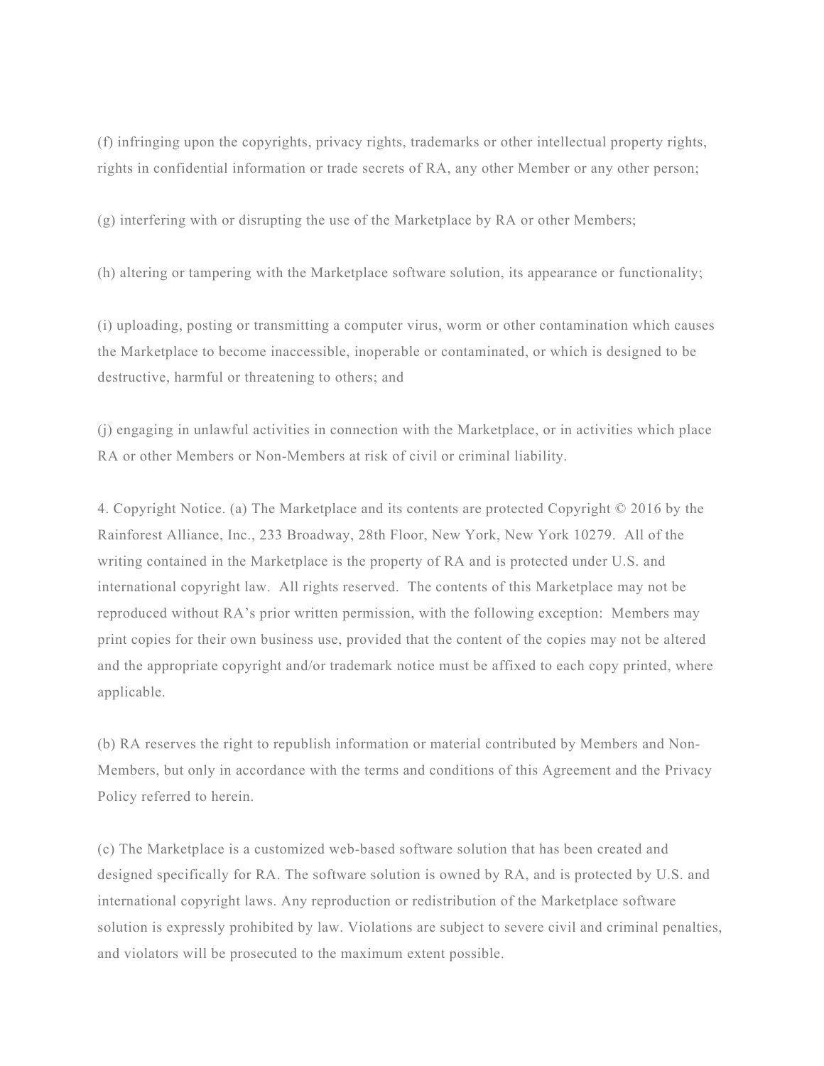(f) infringing upon the copyrights, privacy rights, trademarks or other intellectual property rights, rights in confidential information or trade secrets of RA, any other Member or any other person;

(g) interfering with or disrupting the use of the Marketplace by RA or other Members;

(h) altering or tampering with the Marketplace software solution, its appearance or functionality;

(i) uploading, posting or transmitting a computer virus, worm or other contamination which causes the Marketplace to become inaccessible, inoperable or contaminated, or which is designed to be destructive, harmful or threatening to others; and

(j) engaging in unlawful activities in connection with the Marketplace, or in activities which place RA or other Members or Non-Members at risk of civil or criminal liability.

4. Copyright Notice. (a) The Marketplace and its contents are protected Copyright © 2016 by the Rainforest Alliance, Inc., 233 Broadway, 28th Floor, New York, New York 10279. All of the writing contained in the Marketplace is the property of RA and is protected under U.S. and international copyright law. All rights reserved. The contents of this Marketplace may not be reproduced without RA's prior written permission, with the following exception: Members may print copies for their own business use, provided that the content of the copies may not be altered and the appropriate copyright and/or trademark notice must be affixed to each copy printed, where applicable.

(b) RA reserves the right to republish information or material contributed by Members and Non-Members, but only in accordance with the terms and conditions of this Agreement and the Privacy Policy referred to herein.

(c) The Marketplace is a customized web-based software solution that has been created and designed specifically for RA. The software solution is owned by RA, and is protected by U.S. and international copyright laws. Any reproduction or redistribution of the Marketplace software solution is expressly prohibited by law. Violations are subject to severe civil and criminal penalties, and violators will be prosecuted to the maximum extent possible.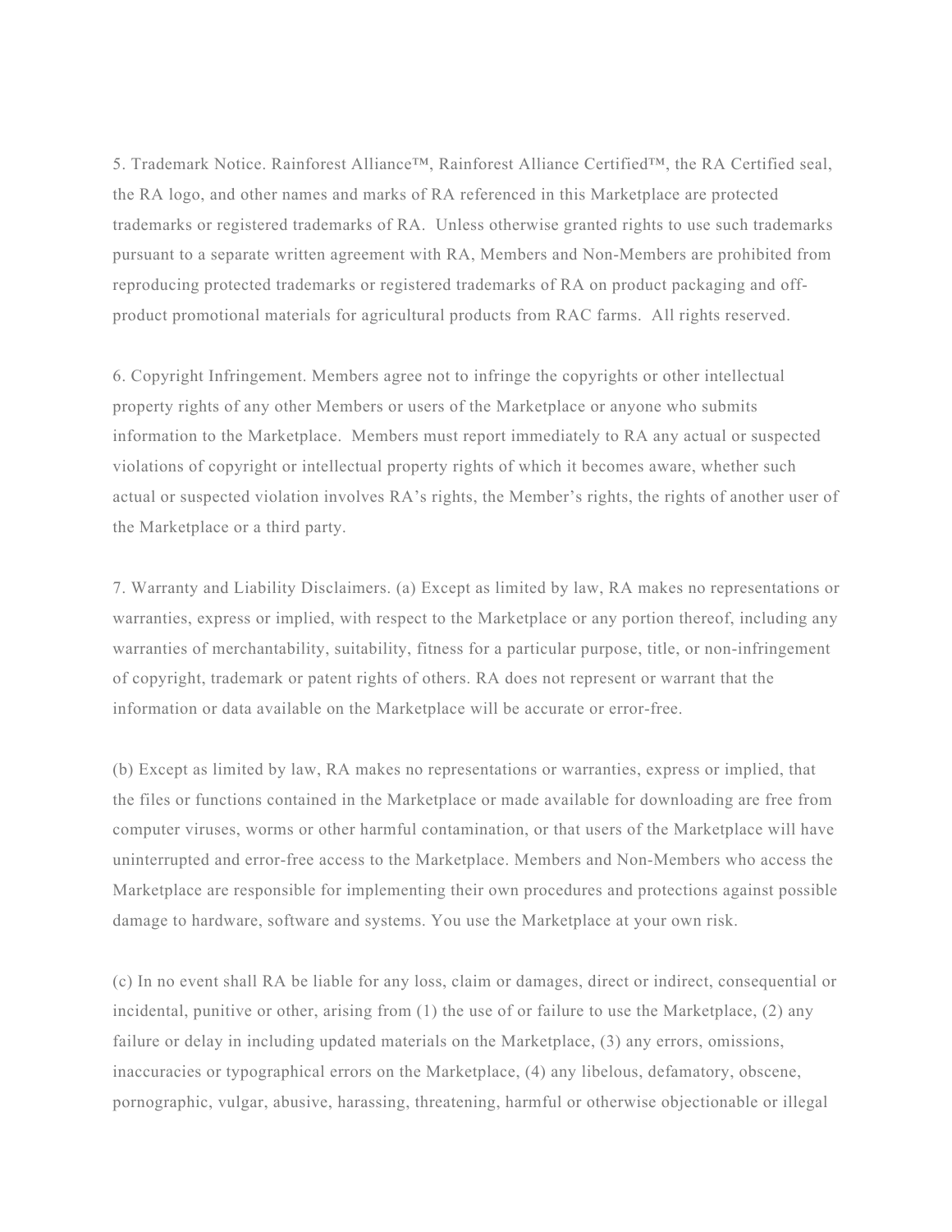5. Trademark Notice. Rainforest Alliance™, Rainforest Alliance Certified™, the RA Certified seal, the RA logo, and other names and marks of RA referenced in this Marketplace are protected trademarks or registered trademarks of RA. Unless otherwise granted rights to use such trademarks pursuant to a separate written agreement with RA, Members and Non-Members are prohibited from reproducing protected trademarks or registered trademarks of RA on product packaging and off-product promotional materials for agricultural products from RAC farms. All rights reserved.

6. Copyright Infringement. Members agree not to infringe the copyrights or other intellectual property rights of any other Members or users of the Marketplace or anyone who submits information to the Marketplace. Members must report immediately to RA any actual or suspected violations of copyright or intellectual property rights of which it becomes aware, whether such actual or suspected violation involves RA's rights, the Member's rights, the rights of another user of the Marketplace or a third party.

7. Warranty and Liability Disclaimers. (a) Except as limited by law, RA makes no representations or warranties, express or implied, with respect to the Marketplace or any portion thereof, including any warranties of merchantability, suitability, fitness for a particular purpose, title, or non-infringement of copyright, trademark or patent rights of others. RA does not represent or warrant that the information or data available on the Marketplace will be accurate or error-free.

(b) Except as limited by law, RA makes no representations or warranties, express or implied, that the files or functions contained in the Marketplace or made available for downloading are free from computer viruses, worms or other harmful contamination, or that users of the Marketplace will have uninterrupted and error-free access to the Marketplace. Members and Non-Members who access the Marketplace are responsible for implementing their own procedures and protections against possible damage to hardware, software and systems. You use the Marketplace at your own risk.

(c) In no event shall RA be liable for any loss, claim or damages, direct or indirect, consequential or incidental, punitive or other, arising from (1) the use of or failure to use the Marketplace, (2) any failure or delay in including updated materials on the Marketplace, (3) any errors, omissions, inaccuracies or typographical errors on the Marketplace, (4) any libelous, defamatory, obscene, pornographic, vulgar, abusive, harassing, threatening, harmful or otherwise objectionable or illegal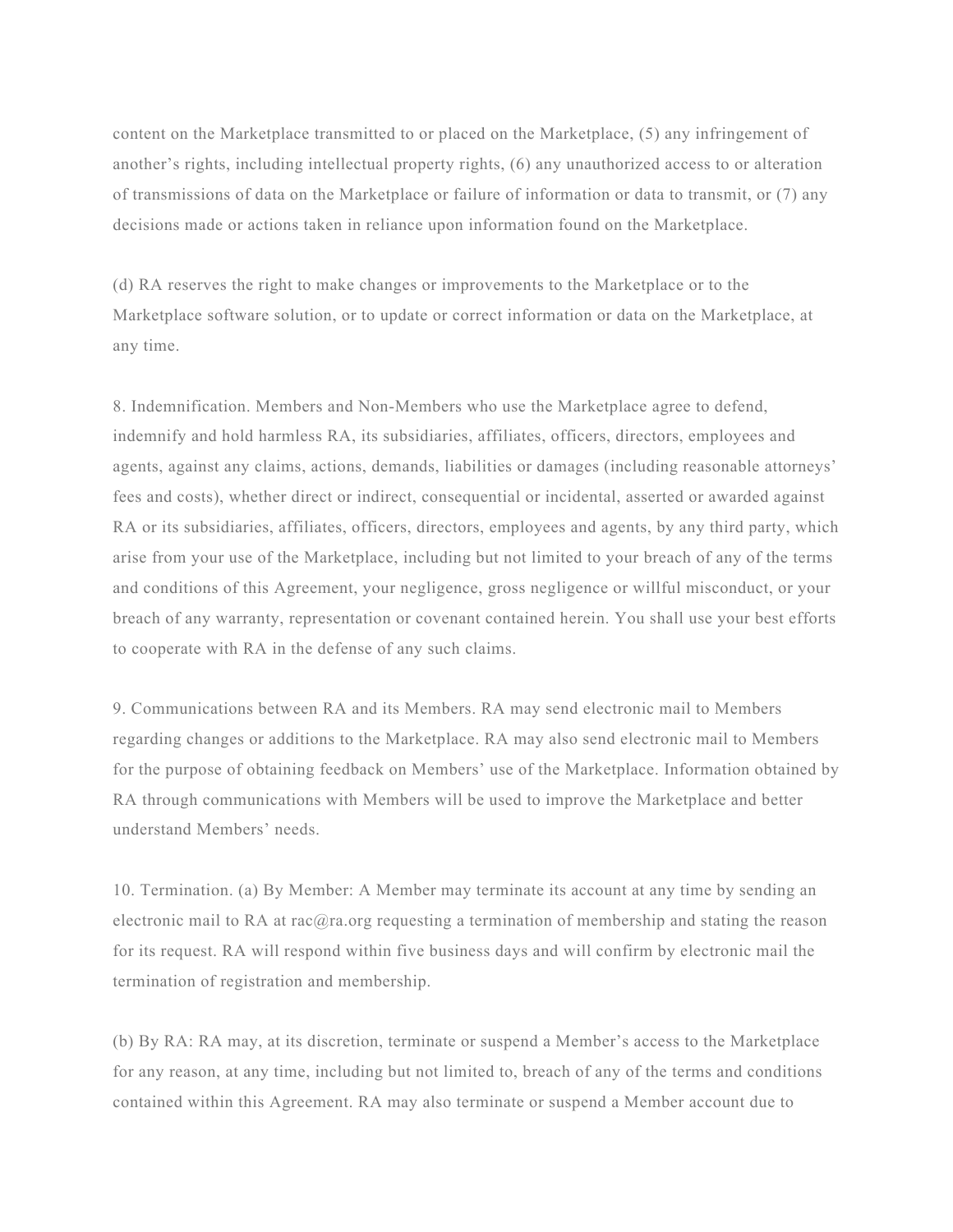content on the Marketplace transmitted to or placed on the Marketplace, (5) any infringement of another's rights, including intellectual property rights, (6) any unauthorized access to or alteration of transmissions of data on the Marketplace or failure of information or data to transmit, or (7) any decisions made or actions taken in reliance upon information found on the Marketplace.

(d) RA reserves the right to make changes or improvements to the Marketplace or to the Marketplace software solution, or to update or correct information or data on the Marketplace, at any time.

8. Indemnification. Members and Non-Members who use the Marketplace agree to defend, indemnify and hold harmless RA, its subsidiaries, affiliates, officers, directors, employees and agents, against any claims, actions, demands, liabilities or damages (including reasonable attorneys' fees and costs), whether direct or indirect, consequential or incidental, asserted or awarded against RA or its subsidiaries, affiliates, officers, directors, employees and agents, by any third party, which arise from your use of the Marketplace, including but not limited to your breach of any of the terms and conditions of this Agreement, your negligence, gross negligence or willful misconduct, or your breach of any warranty, representation or covenant contained herein. You shall use your best efforts to cooperate with RA in the defense of any such claims.

9. Communications between RA and its Members. RA may send electronic mail to Members regarding changes or additions to the Marketplace. RA may also send electronic mail to Members for the purpose of obtaining feedback on Members' use of the Marketplace. Information obtained by RA through communications with Members will be used to improve the Marketplace and better understand Members' needs.

10. Termination. (a) By Member: A Member may terminate its account at any time by sending an electronic mail to RA at rac@ra.org requesting a termination of membership and stating the reason for its request. RA will respond within five business days and will confirm by electronic mail the termination of registration and membership.

(b) By RA: RA may, at its discretion, terminate or suspend a Member's access to the Marketplace for any reason, at any time, including but not limited to, breach of any of the terms and conditions contained within this Agreement. RA may also terminate or suspend a Member account due to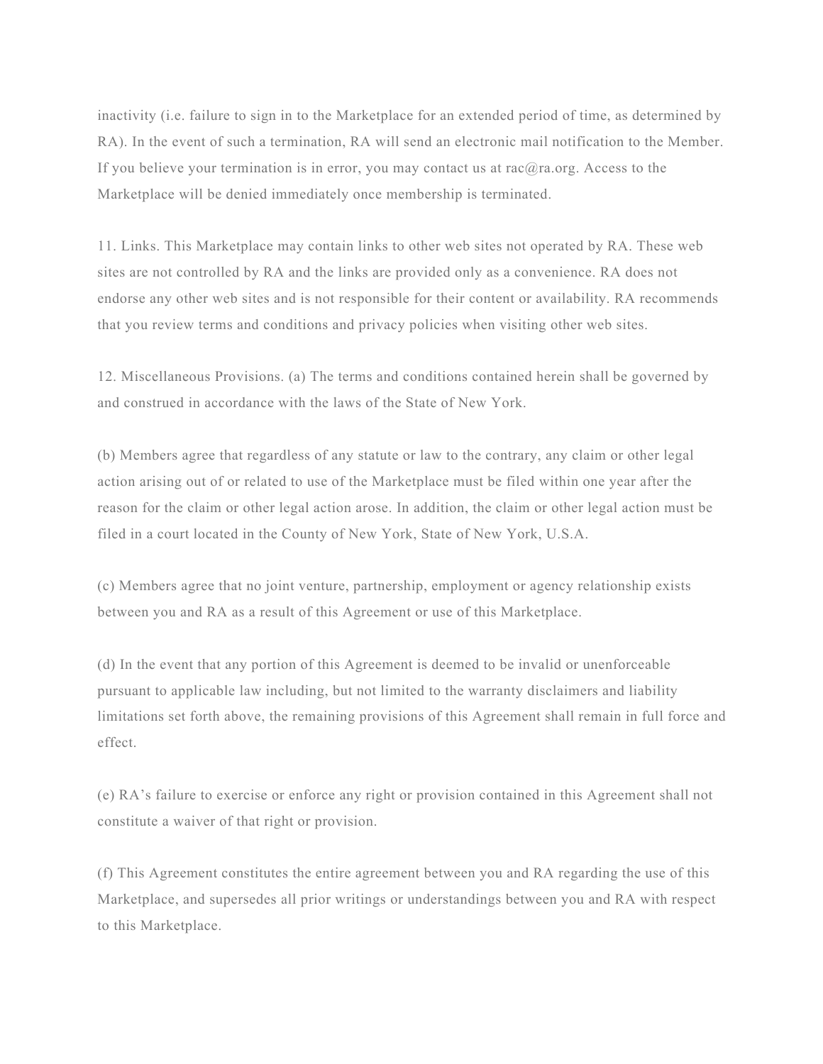inactivity (i.e. failure to sign in to the Marketplace for an extended period of time, as determined by RA). In the event of such a termination, RA will send an electronic mail notification to the Member. If you believe your termination is in error, you may contact us at rac@ra.org. Access to the Marketplace will be denied immediately once membership is terminated.

11. Links. This Marketplace may contain links to other web sites not operated by RA. These web sites are not controlled by RA and the links are provided only as a convenience. RA does not endorse any other web sites and is not responsible for their content or availability. RA recommends that you review terms and conditions and privacy policies when visiting other web sites.

12. Miscellaneous Provisions. (a) The terms and conditions contained herein shall be governed by and construed in accordance with the laws of the State of New York.

(b) Members agree that regardless of any statute or law to the contrary, any claim or other legal action arising out of or related to use of the Marketplace must be filed within one year after the reason for the claim or other legal action arose. In addition, the claim or other legal action must be filed in a court located in the County of New York, State of New York, U.S.A.

(c) Members agree that no joint venture, partnership, employment or agency relationship exists between you and RA as a result of this Agreement or use of this Marketplace.

(d) In the event that any portion of this Agreement is deemed to be invalid or unenforceable pursuant to applicable law including, but not limited to the warranty disclaimers and liability limitations set forth above, the remaining provisions of this Agreement shall remain in full force and effect.

(e) RA's failure to exercise or enforce any right or provision contained in this Agreement shall not constitute a waiver of that right or provision.

(f) This Agreement constitutes the entire agreement between you and RA regarding the use of this Marketplace, and supersedes all prior writings or understandings between you and RA with respect to this Marketplace.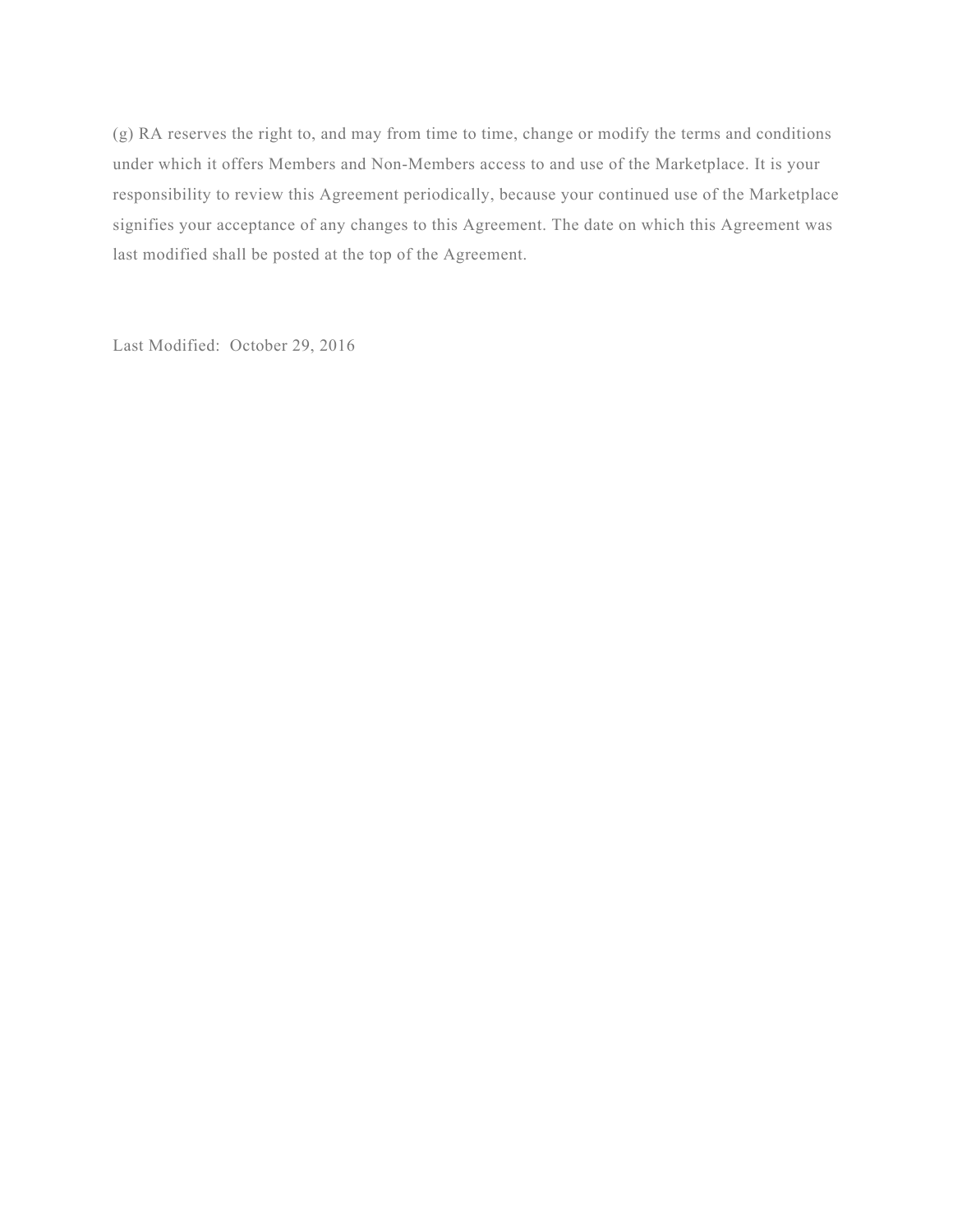(g) RA reserves the right to, and may from time to time, change or modify the terms and conditions under which it offers Members and Non-Members access to and use of the Marketplace. It is your responsibility to review this Agreement periodically, because your continued use of the Marketplace signifies your acceptance of any changes to this Agreement. The date on which this Agreement was last modified shall be posted at the top of the Agreement.

Last Modified: October 29, 2016